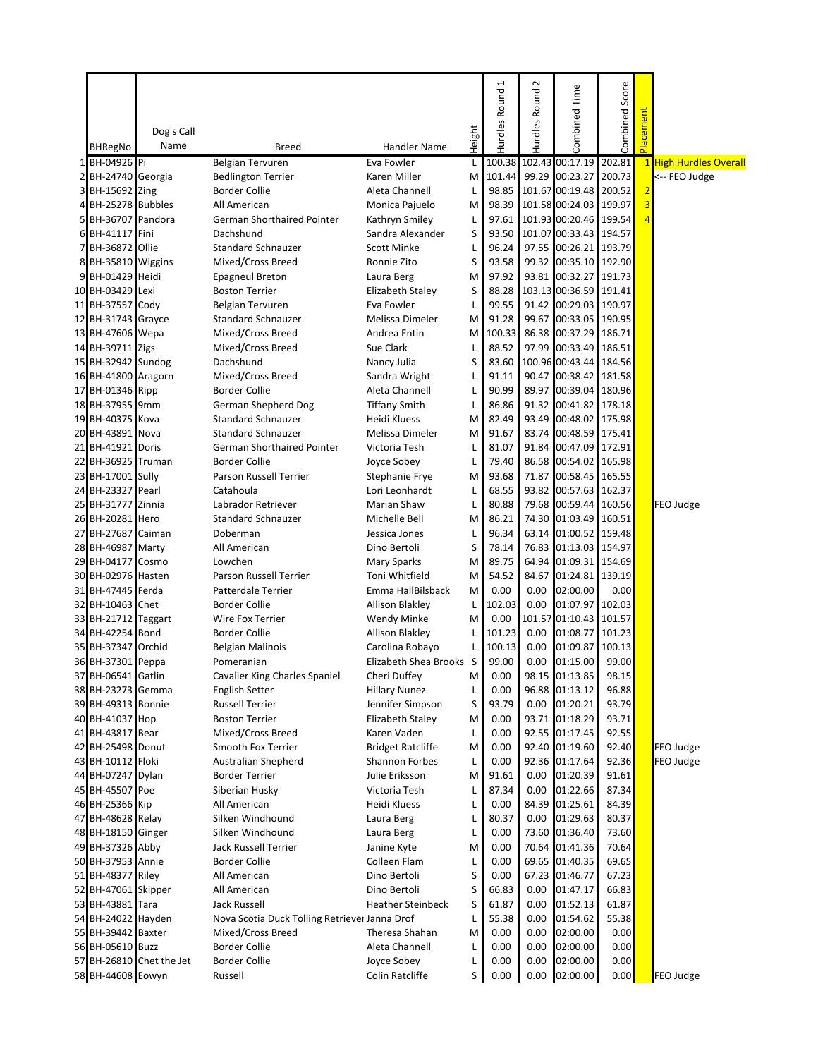| | BHRegNo | Dog's Call Name | Breed | Handler Name | Height | Hurdles Round 1 | Hurdles Round 2 | Combined Time | Combined Score | Placement | |
|---|---|---|---|---|---|---|---|---|---|---|---|
| 1 | BH-04926 | Pi | Belgian Tervuren | Eva Fowler | L | 100.38 | 102.43 | 00:17.19 | 202.81 | 1 | High Hurdles Overall |
| 2 | BH-24740 | Georgia | Bedlington Terrier | Karen Miller | M | 101.44 | 99.29 | 00:23.27 | 200.73 | | <-- FEO Judge |
| 3 | BH-15692 | Zing | Border Collie | Aleta Channell | L | 98.85 | 101.67 | 00:19.48 | 200.52 | 2 | |
| 4 | BH-25278 | Bubbles | All American | Monica Pajuelo | M | 98.39 | 101.58 | 00:24.03 | 199.97 | 3 | |
| 5 | BH-36707 | Pandora | German Shorthaired Pointer | Kathryn Smiley | L | 97.61 | 101.93 | 00:20.46 | 199.54 | 4 | |
| 6 | BH-41117 | Fini | Dachshund | Sandra Alexander | S | 93.50 | 101.07 | 00:33.43 | 194.57 | | |
| 7 | BH-36872 | Ollie | Standard Schnauzer | Scott Minke | L | 96.24 | 97.55 | 00:26.21 | 193.79 | | |
| 8 | BH-35810 | Wiggins | Mixed/Cross Breed | Ronnie Zito | S | 93.58 | 99.32 | 00:35.10 | 192.90 | | |
| 9 | BH-01429 | Heidi | Epagneul Breton | Laura Berg | M | 97.92 | 93.81 | 00:32.27 | 191.73 | | |
| 10 | BH-03429 | Lexi | Boston Terrier | Elizabeth Staley | S | 88.28 | 103.13 | 00:36.59 | 191.41 | | |
| 11 | BH-37557 | Cody | Belgian Tervuren | Eva Fowler | L | 99.55 | 91.42 | 00:29.03 | 190.97 | | |
| 12 | BH-31743 | Grayce | Standard Schnauzer | Melissa Dimeler | M | 91.28 | 99.67 | 00:33.05 | 190.95 | | |
| 13 | BH-47606 | Wepa | Mixed/Cross Breed | Andrea Entin | M | 100.33 | 86.38 | 00:37.29 | 186.71 | | |
| 14 | BH-39711 | Zigs | Mixed/Cross Breed | Sue Clark | L | 88.52 | 97.99 | 00:33.49 | 186.51 | | |
| 15 | BH-32942 | Sundog | Dachshund | Nancy Julia | S | 83.60 | 100.96 | 00:43.44 | 184.56 | | |
| 16 | BH-41800 | Aragorn | Mixed/Cross Breed | Sandra Wright | L | 91.11 | 90.47 | 00:38.42 | 181.58 | | |
| 17 | BH-01346 | Ripp | Border Collie | Aleta Channell | L | 90.99 | 89.97 | 00:39.04 | 180.96 | | |
| 18 | BH-37955 | 9mm | German Shepherd Dog | Tiffany Smith | L | 86.86 | 91.32 | 00:41.82 | 178.18 | | |
| 19 | BH-40375 | Kova | Standard Schnauzer | Heidi Kluess | M | 82.49 | 93.49 | 00:48.02 | 175.98 | | |
| 20 | BH-43891 | Nova | Standard Schnauzer | Melissa Dimeler | M | 91.67 | 83.74 | 00:48.59 | 175.41 | | |
| 21 | BH-41921 | Doris | German Shorthaired Pointer | Victoria Tesh | L | 81.07 | 91.84 | 00:47.09 | 172.91 | | |
| 22 | BH-36925 | Truman | Border Collie | Joyce Sobey | L | 79.40 | 86.58 | 00:54.02 | 165.98 | | |
| 23 | BH-17001 | Sully | Parson Russell Terrier | Stephanie Frye | M | 93.68 | 71.87 | 00:58.45 | 165.55 | | |
| 24 | BH-23327 | Pearl | Catahoula | Lori Leonhardt | L | 68.55 | 93.82 | 00:57.63 | 162.37 | | |
| 25 | BH-31777 | Zinnia | Labrador Retriever | Marian Shaw | L | 80.88 | 79.68 | 00:59.44 | 160.56 | | FEO Judge |
| 26 | BH-20281 | Hero | Standard Schnauzer | Michelle Bell | M | 86.21 | 74.30 | 01:03.49 | 160.51 | | |
| 27 | BH-27687 | Caiman | Doberman | Jessica Jones | L | 96.34 | 63.14 | 01:00.52 | 159.48 | | |
| 28 | BH-46987 | Marty | All American | Dino Bertoli | S | 78.14 | 76.83 | 01:13.03 | 154.97 | | |
| 29 | BH-04177 | Cosmo | Lowchen | Mary Sparks | M | 89.75 | 64.94 | 01:09.31 | 154.69 | | |
| 30 | BH-02976 | Hasten | Parson Russell Terrier | Toni Whitfield | M | 54.52 | 84.67 | 01:24.81 | 139.19 | | |
| 31 | BH-47445 | Ferda | Patterdale Terrier | Emma HallBilsback | M | 0.00 | 0.00 | 02:00.00 | 0.00 | | |
| 32 | BH-10463 | Chet | Border Collie | Allison Blakley | L | 102.03 | 0.00 | 01:07.97 | 102.03 | | |
| 33 | BH-21712 | Taggart | Wire Fox Terrier | Wendy Minke | M | 0.00 | 101.57 | 01:10.43 | 101.57 | | |
| 34 | BH-42254 | Bond | Border Collie | Allison Blakley | L | 101.23 | 0.00 | 01:08.77 | 101.23 | | |
| 35 | BH-37347 | Orchid | Belgian Malinois | Carolina Robayo | L | 100.13 | 0.00 | 01:09.87 | 100.13 | | |
| 36 | BH-37301 | Peppa | Pomeranian | Elizabeth Shea Brooks | S | 99.00 | 0.00 | 01:15.00 | 99.00 | | |
| 37 | BH-06541 | Gatlin | Cavalier King Charles Spaniel | Cheri Duffey | M | 0.00 | 98.15 | 01:13.85 | 98.15 | | |
| 38 | BH-23273 | Gemma | English Setter | Hillary Nunez | L | 0.00 | 96.88 | 01:13.12 | 96.88 | | |
| 39 | BH-49313 | Bonnie | Russell Terrier | Jennifer Simpson | S | 93.79 | 0.00 | 01:20.21 | 93.79 | | |
| 40 | BH-41037 | Hop | Boston Terrier | Elizabeth Staley | M | 0.00 | 93.71 | 01:18.29 | 93.71 | | |
| 41 | BH-43817 | Bear | Mixed/Cross Breed | Karen Vaden | L | 0.00 | 92.55 | 01:17.45 | 92.55 | | |
| 42 | BH-25498 | Donut | Smooth Fox Terrier | Bridget Ratcliffe | M | 0.00 | 92.40 | 01:19.60 | 92.40 | | FEO Judge |
| 43 | BH-10112 | Floki | Australian Shepherd | Shannon Forbes | L | 0.00 | 92.36 | 01:17.64 | 92.36 | | FEO Judge |
| 44 | BH-07247 | Dylan | Border Terrier | Julie Eriksson | M | 91.61 | 0.00 | 01:20.39 | 91.61 | | |
| 45 | BH-45507 | Poe | Siberian Husky | Victoria Tesh | L | 87.34 | 0.00 | 01:22.66 | 87.34 | | |
| 46 | BH-25366 | Kip | All American | Heidi Kluess | L | 0.00 | 84.39 | 01:25.61 | 84.39 | | |
| 47 | BH-48628 | Relay | Silken Windhound | Laura Berg | L | 80.37 | 0.00 | 01:29.63 | 80.37 | | |
| 48 | BH-18150 | Ginger | Silken Windhound | Laura Berg | L | 0.00 | 73.60 | 01:36.40 | 73.60 | | |
| 49 | BH-37326 | Abby | Jack Russell Terrier | Janine Kyte | M | 0.00 | 70.64 | 01:41.36 | 70.64 | | |
| 50 | BH-37953 | Annie | Border Collie | Colleen Flam | L | 0.00 | 69.65 | 01:40.35 | 69.65 | | |
| 51 | BH-48377 | Riley | All American | Dino Bertoli | S | 0.00 | 67.23 | 01:46.77 | 67.23 | | |
| 52 | BH-47061 | Skipper | All American | Dino Bertoli | S | 66.83 | 0.00 | 01:47.17 | 66.83 | | |
| 53 | BH-43881 | Tara | Jack Russell | Heather Steinbeck | S | 61.87 | 0.00 | 01:52.13 | 61.87 | | |
| 54 | BH-24022 | Hayden | Nova Scotia Duck Tolling Retriever | Janna Drof | L | 55.38 | 0.00 | 01:54.62 | 55.38 | | |
| 55 | BH-39442 | Baxter | Mixed/Cross Breed | Theresa Shahan | M | 0.00 | 0.00 | 02:00.00 | 0.00 | | |
| 56 | BH-05610 | Buzz | Border Collie | Aleta Channell | L | 0.00 | 0.00 | 02:00.00 | 0.00 | | |
| 57 | BH-26810 | Chet the Jet | Border Collie | Joyce Sobey | L | 0.00 | 0.00 | 02:00.00 | 0.00 | | |
| 58 | BH-44608 | Eowyn | Russell | Colin Ratcliffe | S | 0.00 | 0.00 | 02:00.00 | 0.00 | | FEO Judge |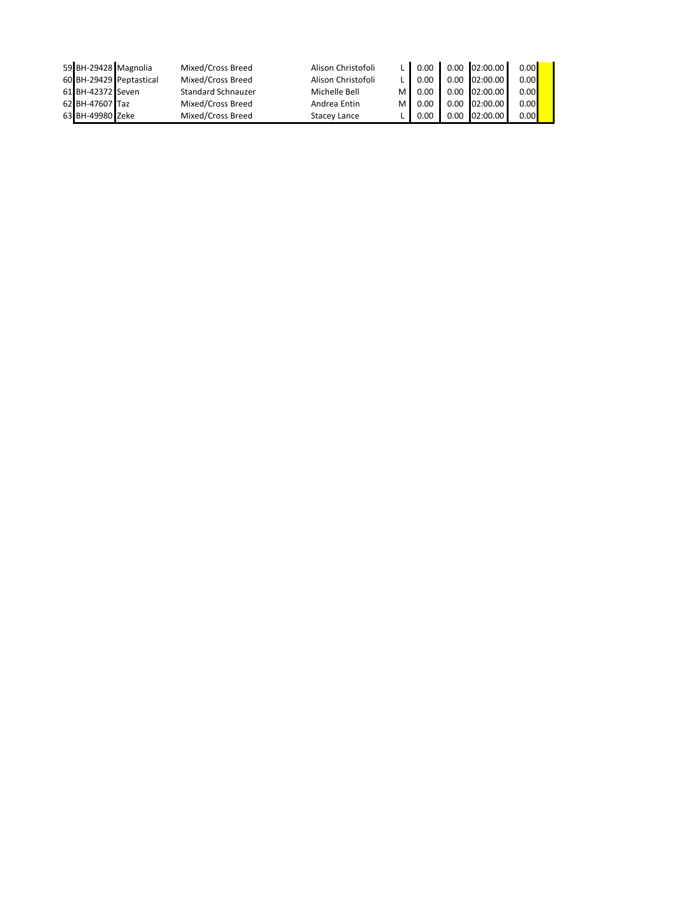| | | | | | | | | | | |
|---|---|---|---|---|---|---|---|---|---|---|
| 59 | BH-29428 | Magnolia | Mixed/Cross Breed | Alison Christofoli | L | 0.00 | 0.00 | 02:00.00 | 0.00 | |
| 60 | BH-29429 | Peptastical | Mixed/Cross Breed | Alison Christofoli | L | 0.00 | 0.00 | 02:00.00 | 0.00 | |
| 61 | BH-42372 | Seven | Standard Schnauzer | Michelle Bell | M | 0.00 | 0.00 | 02:00.00 | 0.00 | |
| 62 | BH-47607 | Taz | Mixed/Cross Breed | Andrea Entin | M | 0.00 | 0.00 | 02:00.00 | 0.00 | |
| 63 | BH-49980 | Zeke | Mixed/Cross Breed | Stacey Lance | L | 0.00 | 0.00 | 02:00.00 | 0.00 | |